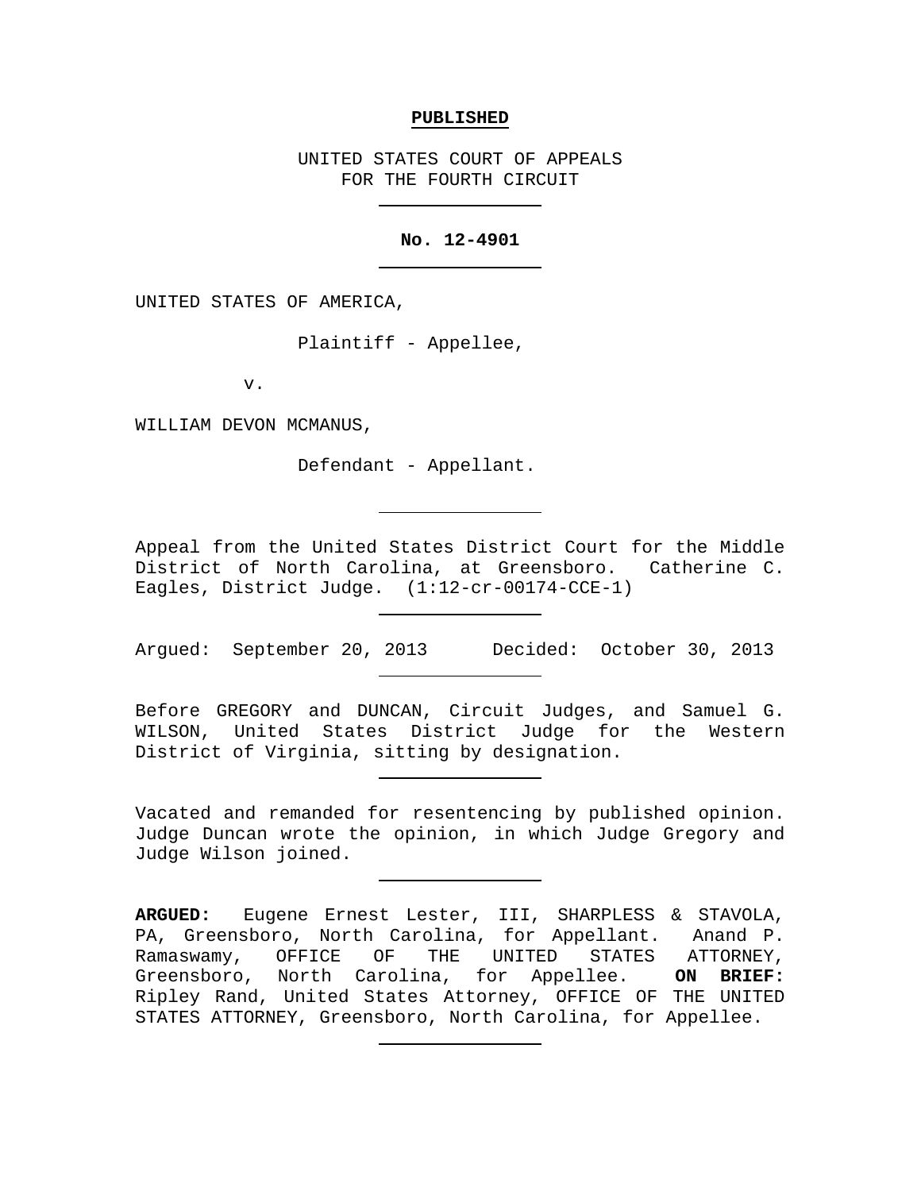**PUBLISHED**

UNITED STATES COURT OF APPEALS
FOR THE FOURTH CIRCUIT

---

**No. 12-4901**

---

UNITED STATES OF AMERICA,

Plaintiff - Appellee,

v.

WILLIAM DEVON MCMANUS,

Defendant - Appellant.

---

Appeal from the United States District Court for the Middle District of North Carolina, at Greensboro. Catherine C. Eagles, District Judge. (1:12-cr-00174-CCE-1)

---

Argued: September 20, 2013 Decided: October 30, 2013

---

Before GREGORY and DUNCAN, Circuit Judges, and Samuel G. WILSON, United States District Judge for the Western District of Virginia, sitting by designation.

---

Vacated and remanded for resentencing by published opinion. Judge Duncan wrote the opinion, in which Judge Gregory and Judge Wilson joined.

---

**ARGUED:** Eugene Ernest Lester, III, SHARPLESS & STAVOLA, PA, Greensboro, North Carolina, for Appellant. Anand P. Ramaswamy, OFFICE OF THE UNITED STATES ATTORNEY, Greensboro, North Carolina, for Appellee. **ON BRIEF:** Ripley Rand, United States Attorney, OFFICE OF THE UNITED STATES ATTORNEY, Greensboro, North Carolina, for Appellee.

---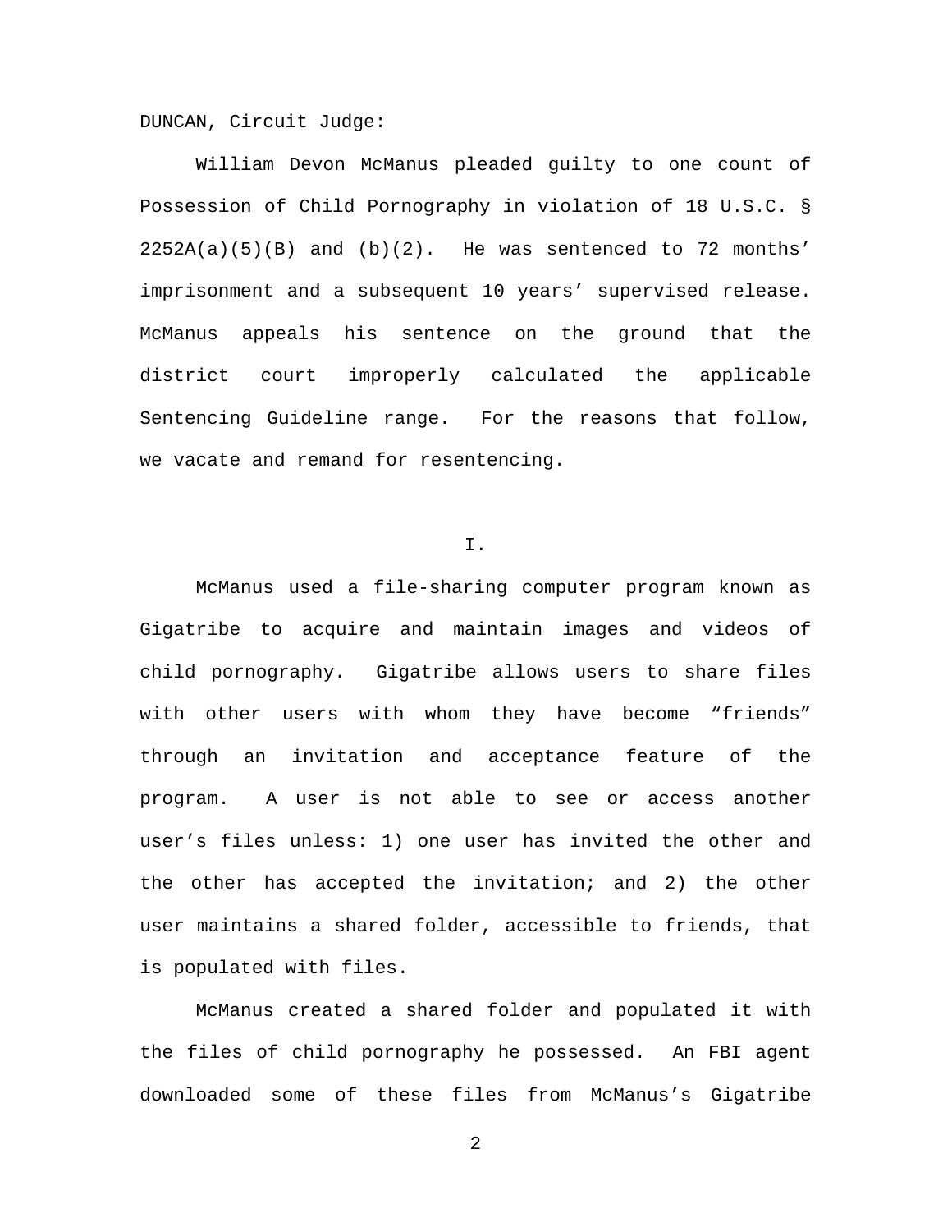DUNCAN, Circuit Judge:

William Devon McManus pleaded guilty to one count of Possession of Child Pornography in violation of 18 U.S.C. § 2252A(a)(5)(B) and (b)(2). He was sentenced to 72 months' imprisonment and a subsequent 10 years' supervised release. McManus appeals his sentence on the ground that the district court improperly calculated the applicable Sentencing Guideline range. For the reasons that follow, we vacate and remand for resentencing.

## I.

McManus used a file-sharing computer program known as Gigatribe to acquire and maintain images and videos of child pornography. Gigatribe allows users to share files with other users with whom they have become "friends" through an invitation and acceptance feature of the program. A user is not able to see or access another user's files unless: 1) one user has invited the other and the other has accepted the invitation; and 2) the other user maintains a shared folder, accessible to friends, that is populated with files.

McManus created a shared folder and populated it with the files of child pornography he possessed. An FBI agent downloaded some of these files from McManus's Gigatribe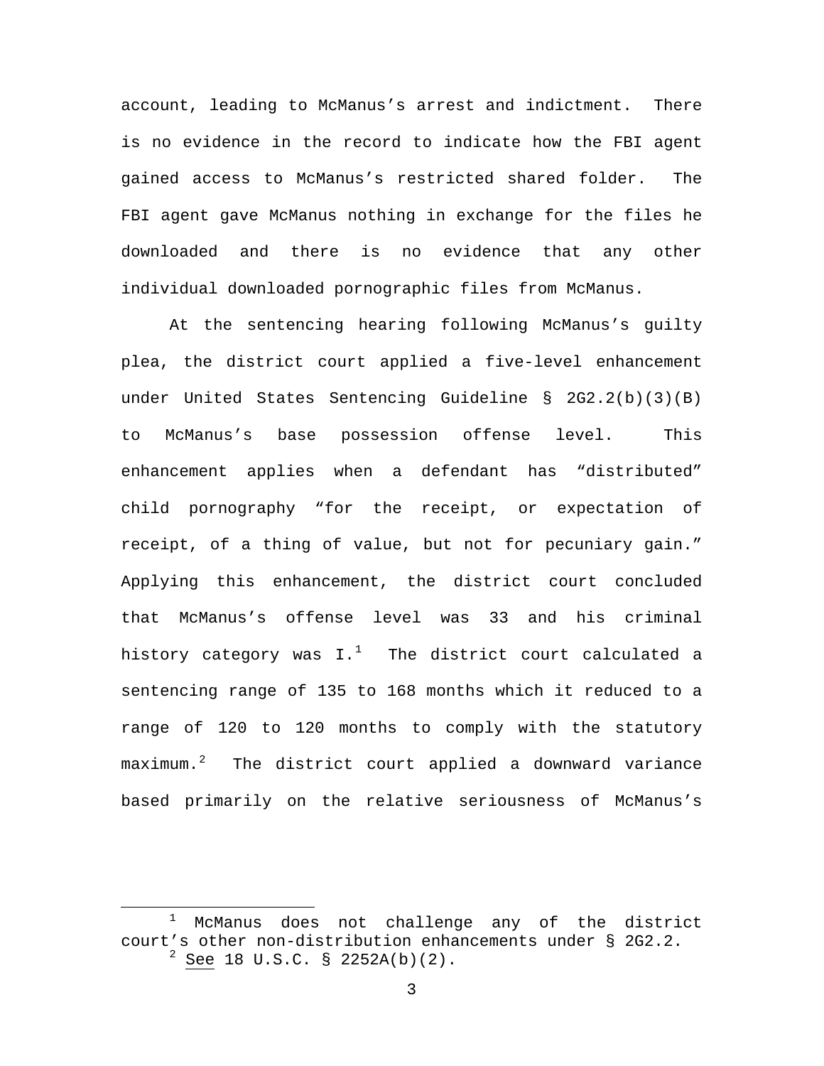account, leading to McManus's arrest and indictment. There is no evidence in the record to indicate how the FBI agent gained access to McManus's restricted shared folder. The FBI agent gave McManus nothing in exchange for the files he downloaded and there is no evidence that any other individual downloaded pornographic files from McManus.

At the sentencing hearing following McManus's guilty plea, the district court applied a five-level enhancement under United States Sentencing Guideline § 2G2.2(b)(3)(B) to McManus's base possession offense level. This enhancement applies when a defendant has "distributed" child pornography "for the receipt, or expectation of receipt, of a thing of value, but not for pecuniary gain." Applying this enhancement, the district court concluded that McManus's offense level was 33 and his criminal history category was I.[1] The district court calculated a sentencing range of 135 to 168 months which it reduced to a range of 120 to 120 months to comply with the statutory maximum.[2] The district court applied a downward variance based primarily on the relative seriousness of McManus's

---

[1] McManus does not challenge any of the district court's other non-distribution enhancements under § 2G2.2.

[2] See 18 U.S.C. § 2252A(b)(2).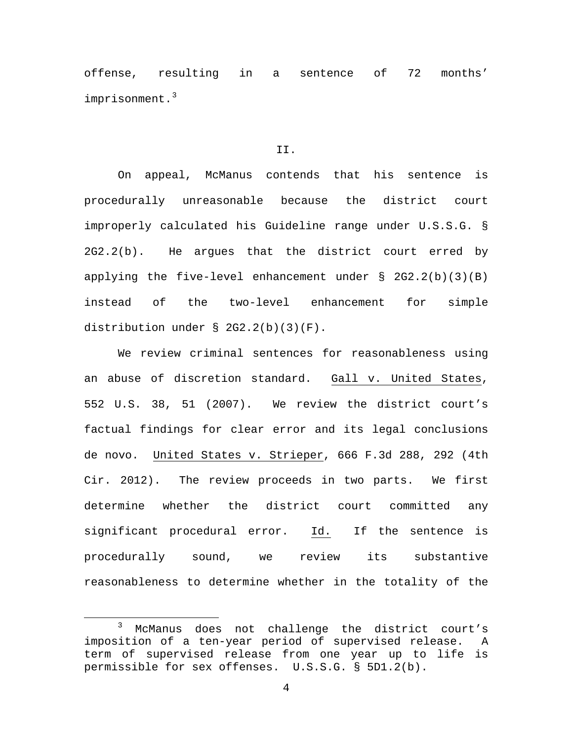offense, resulting in a sentence of 72 months' imprisonment.[3]

## II.

On appeal, McManus contends that his sentence is procedurally unreasonable because the district court improperly calculated his Guideline range under U.S.S.G. § 2G2.2(b). He argues that the district court erred by applying the five-level enhancement under § 2G2.2(b)(3)(B) instead of the two-level enhancement for simple distribution under § 2G2.2(b)(3)(F).

We review criminal sentences for reasonableness using an abuse of discretion standard. Gall v. United States, 552 U.S. 38, 51 (2007). We review the district court's factual findings for clear error and its legal conclusions de novo. United States v. Strieper, 666 F.3d 288, 292 (4th Cir. 2012). The review proceeds in two parts. We first determine whether the district court committed any significant procedural error. Id. If the sentence is procedurally sound, we review its substantive reasonableness to determine whether in the totality of the

---

[3] McManus does not challenge the district court's imposition of a ten-year period of supervised release. A term of supervised release from one year up to life is permissible for sex offenses. U.S.S.G. § 5D1.2(b).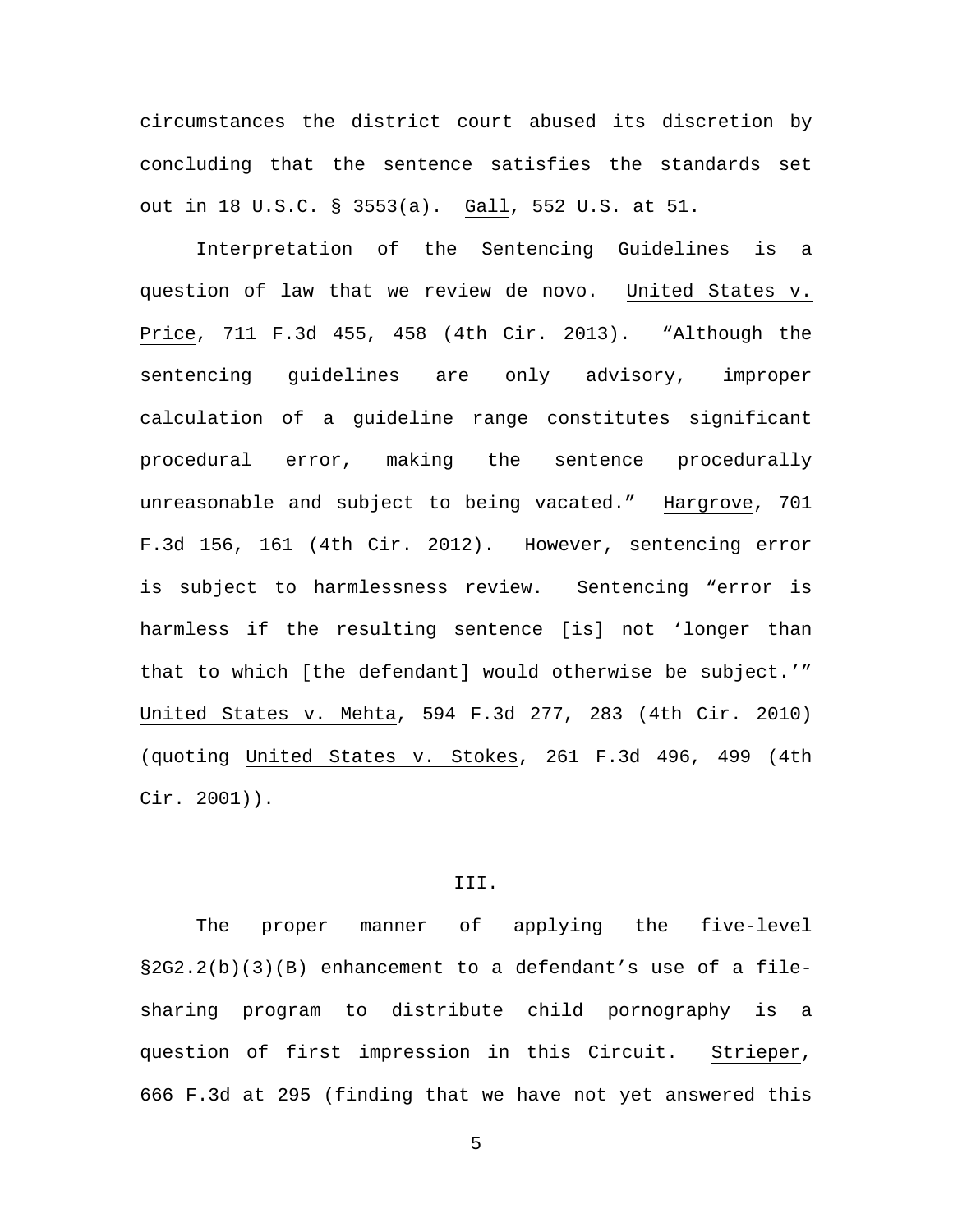circumstances the district court abused its discretion by concluding that the sentence satisfies the standards set out in 18 U.S.C. § 3553(a). Gall, 552 U.S. at 51.

Interpretation of the Sentencing Guidelines is a question of law that we review de novo. United States v. Price, 711 F.3d 455, 458 (4th Cir. 2013). "Although the sentencing guidelines are only advisory, improper calculation of a guideline range constitutes significant procedural error, making the sentence procedurally unreasonable and subject to being vacated." Hargrove, 701 F.3d 156, 161 (4th Cir. 2012). However, sentencing error is subject to harmlessness review. Sentencing "error is harmless if the resulting sentence [is] not 'longer than that to which [the defendant] would otherwise be subject.'" United States v. Mehta, 594 F.3d 277, 283 (4th Cir. 2010) (quoting United States v. Stokes, 261 F.3d 496, 499 (4th Cir. 2001)).

## III.

The proper manner of applying the five-level §2G2.2(b)(3)(B) enhancement to a defendant's use of a file-sharing program to distribute child pornography is a question of first impression in this Circuit. Strieper, 666 F.3d at 295 (finding that we have not yet answered this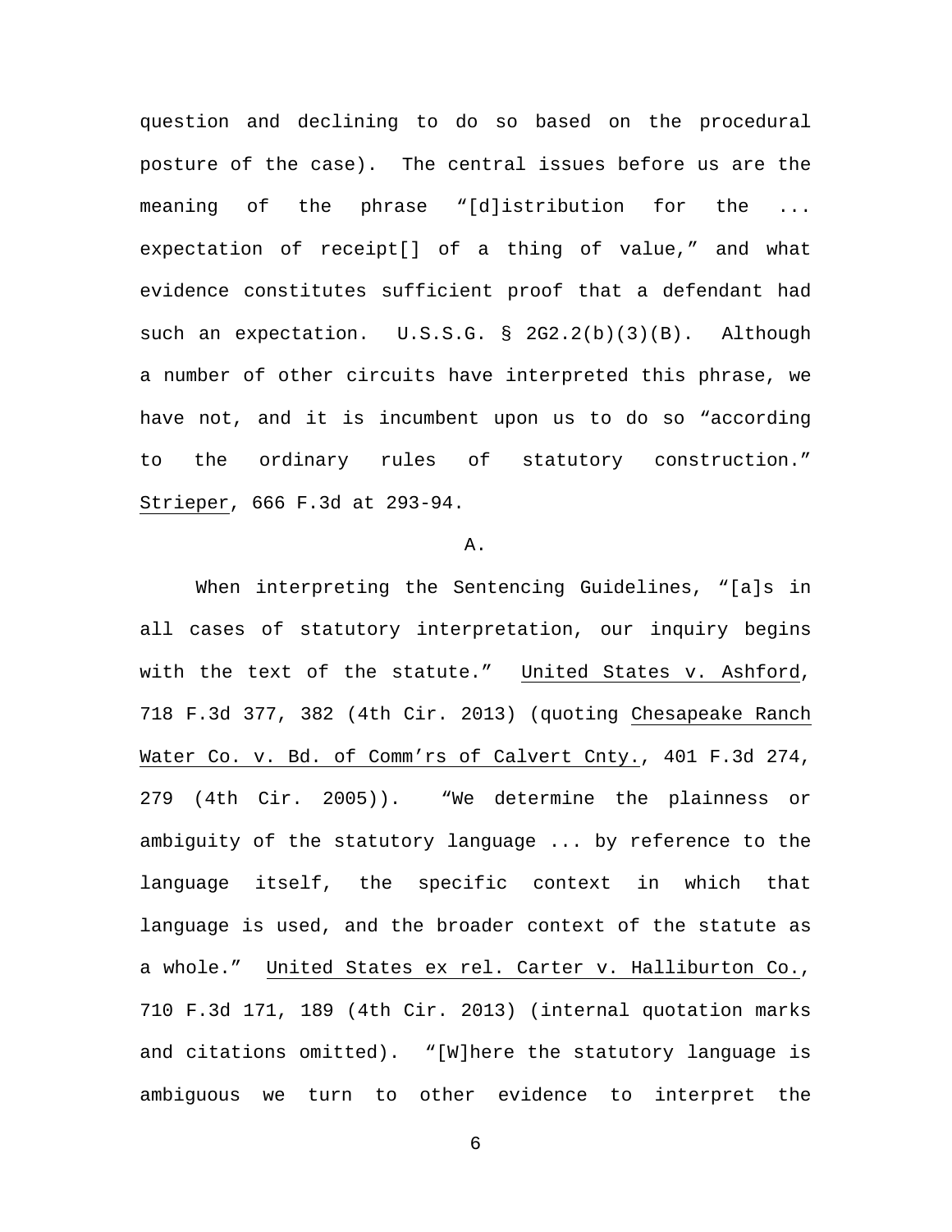question and declining to do so based on the procedural posture of the case). The central issues before us are the meaning of the phrase "[d]istribution for the ... expectation of receipt[] of a thing of value," and what evidence constitutes sufficient proof that a defendant had such an expectation. U.S.S.G. § 2G2.2(b)(3)(B). Although a number of other circuits have interpreted this phrase, we have not, and it is incumbent upon us to do so "according to the ordinary rules of statutory construction." Strieper, 666 F.3d at 293-94.

A.

When interpreting the Sentencing Guidelines, "[a]s in all cases of statutory interpretation, our inquiry begins with the text of the statute." United States v. Ashford, 718 F.3d 377, 382 (4th Cir. 2013) (quoting Chesapeake Ranch Water Co. v. Bd. of Comm'rs of Calvert Cnty., 401 F.3d 274, 279 (4th Cir. 2005)). "We determine the plainness or ambiguity of the statutory language ... by reference to the language itself, the specific context in which that language is used, and the broader context of the statute as a whole." United States ex rel. Carter v. Halliburton Co., 710 F.3d 171, 189 (4th Cir. 2013) (internal quotation marks and citations omitted). "[W]here the statutory language is ambiguous we turn to other evidence to interpret the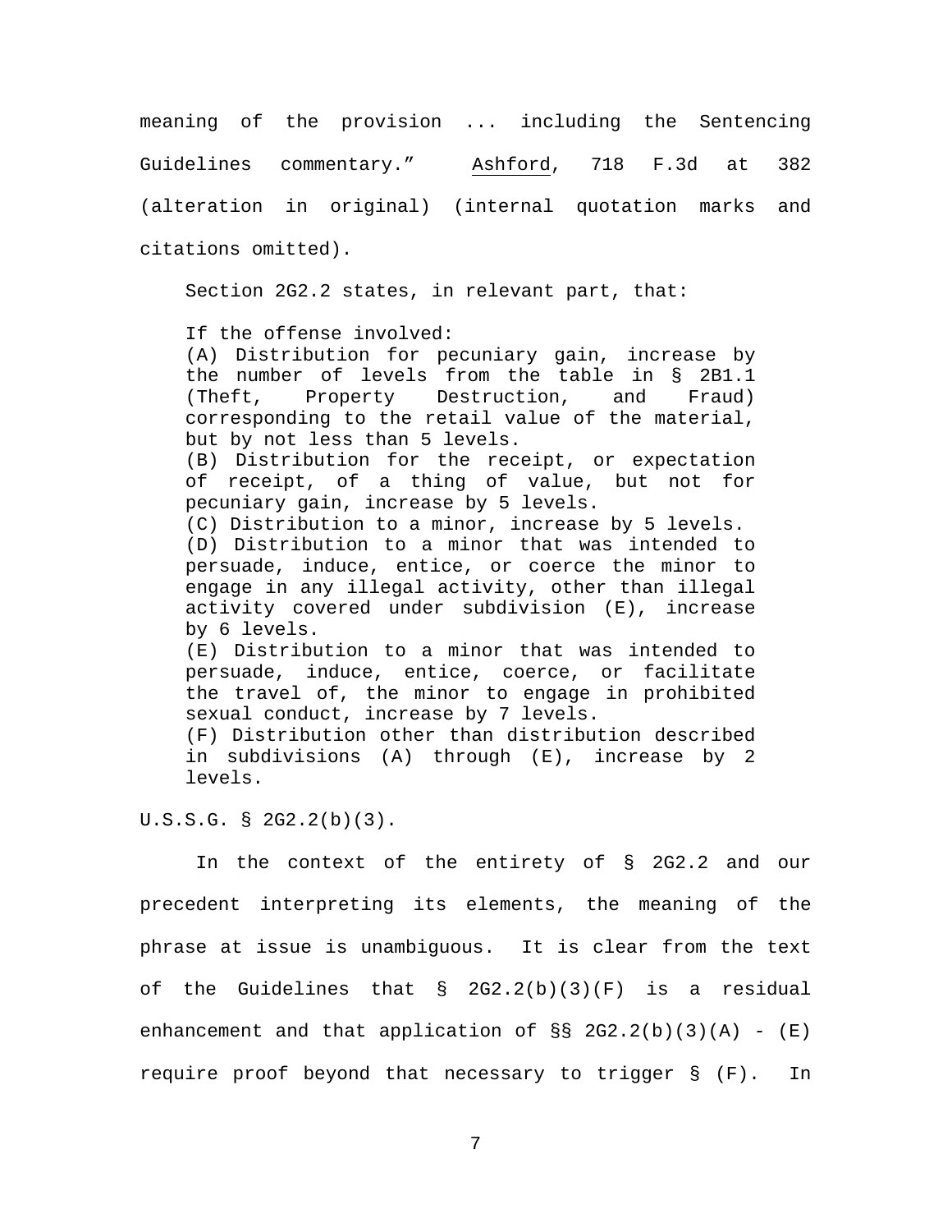meaning of the provision ... including the Sentencing Guidelines commentary." Ashford, 718 F.3d at 382 (alteration in original) (internal quotation marks and citations omitted).

Section 2G2.2 states, in relevant part, that:

> If the offense involved:
> (A) Distribution for pecuniary gain, increase by the number of levels from the table in § 2B1.1 (Theft, Property Destruction, and Fraud) corresponding to the retail value of the material, but by not less than 5 levels.
> (B) Distribution for the receipt, or expectation of receipt, of a thing of value, but not for pecuniary gain, increase by 5 levels.
> (C) Distribution to a minor, increase by 5 levels.
> (D) Distribution to a minor that was intended to persuade, induce, entice, or coerce the minor to engage in any illegal activity, other than illegal activity covered under subdivision (E), increase by 6 levels.
> (E) Distribution to a minor that was intended to persuade, induce, entice, coerce, or facilitate the travel of, the minor to engage in prohibited sexual conduct, increase by 7 levels.
> (F) Distribution other than distribution described in subdivisions (A) through (E), increase by 2 levels.

U.S.S.G. § 2G2.2(b)(3).

In the context of the entirety of § 2G2.2 and our precedent interpreting its elements, the meaning of the phrase at issue is unambiguous. It is clear from the text of the Guidelines that § 2G2.2(b)(3)(F) is a residual enhancement and that application of §§ 2G2.2(b)(3)(A) - (E) require proof beyond that necessary to trigger § (F). In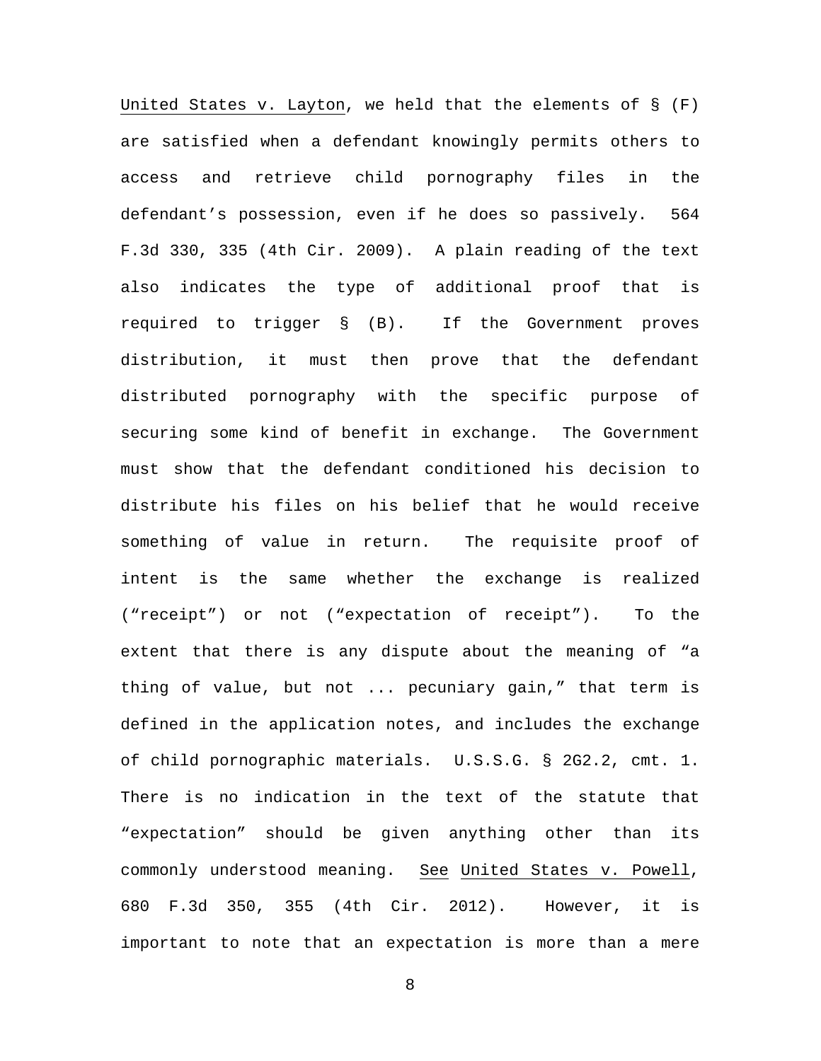United States v. Layton, we held that the elements of § (F) are satisfied when a defendant knowingly permits others to access and retrieve child pornography files in the defendant's possession, even if he does so passively. 564 F.3d 330, 335 (4th Cir. 2009). A plain reading of the text also indicates the type of additional proof that is required to trigger § (B). If the Government proves distribution, it must then prove that the defendant distributed pornography with the specific purpose of securing some kind of benefit in exchange. The Government must show that the defendant conditioned his decision to distribute his files on his belief that he would receive something of value in return. The requisite proof of intent is the same whether the exchange is realized ("receipt") or not ("expectation of receipt"). To the extent that there is any dispute about the meaning of "a thing of value, but not ... pecuniary gain," that term is defined in the application notes, and includes the exchange of child pornographic materials. U.S.S.G. § 2G2.2, cmt. 1. There is no indication in the text of the statute that "expectation" should be given anything other than its commonly understood meaning. See United States v. Powell, 680 F.3d 350, 355 (4th Cir. 2012). However, it is important to note that an expectation is more than a mere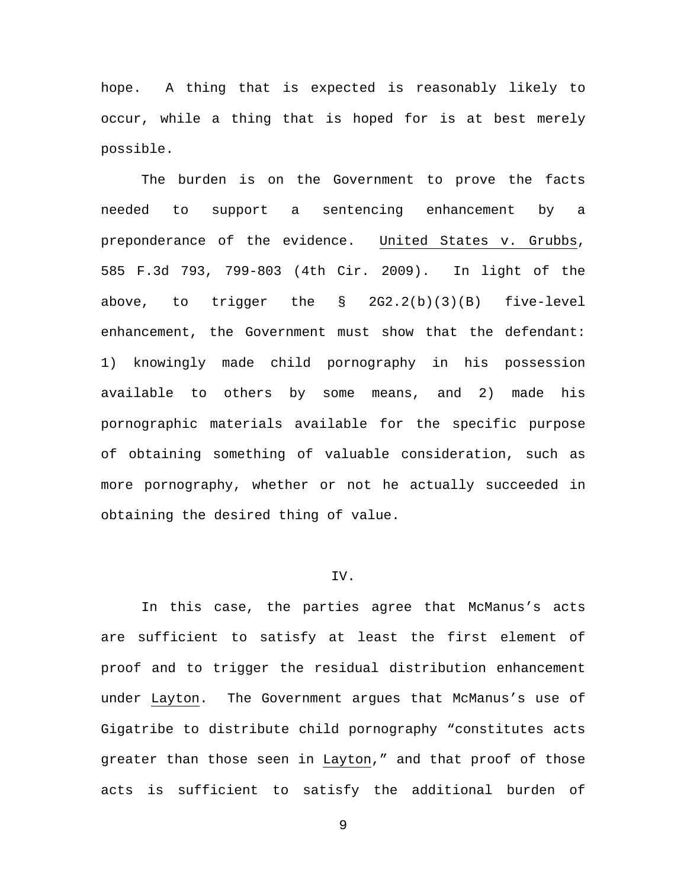hope. A thing that is expected is reasonably likely to occur, while a thing that is hoped for is at best merely possible.

The burden is on the Government to prove the facts needed to support a sentencing enhancement by a preponderance of the evidence. United States v. Grubbs, 585 F.3d 793, 799-803 (4th Cir. 2009). In light of the above, to trigger the § 2G2.2(b)(3)(B) five-level enhancement, the Government must show that the defendant: 1) knowingly made child pornography in his possession available to others by some means, and 2) made his pornographic materials available for the specific purpose of obtaining something of valuable consideration, such as more pornography, whether or not he actually succeeded in obtaining the desired thing of value.

## IV.

In this case, the parties agree that McManus's acts are sufficient to satisfy at least the first element of proof and to trigger the residual distribution enhancement under Layton. The Government argues that McManus's use of Gigatribe to distribute child pornography "constitutes acts greater than those seen in Layton," and that proof of those acts is sufficient to satisfy the additional burden of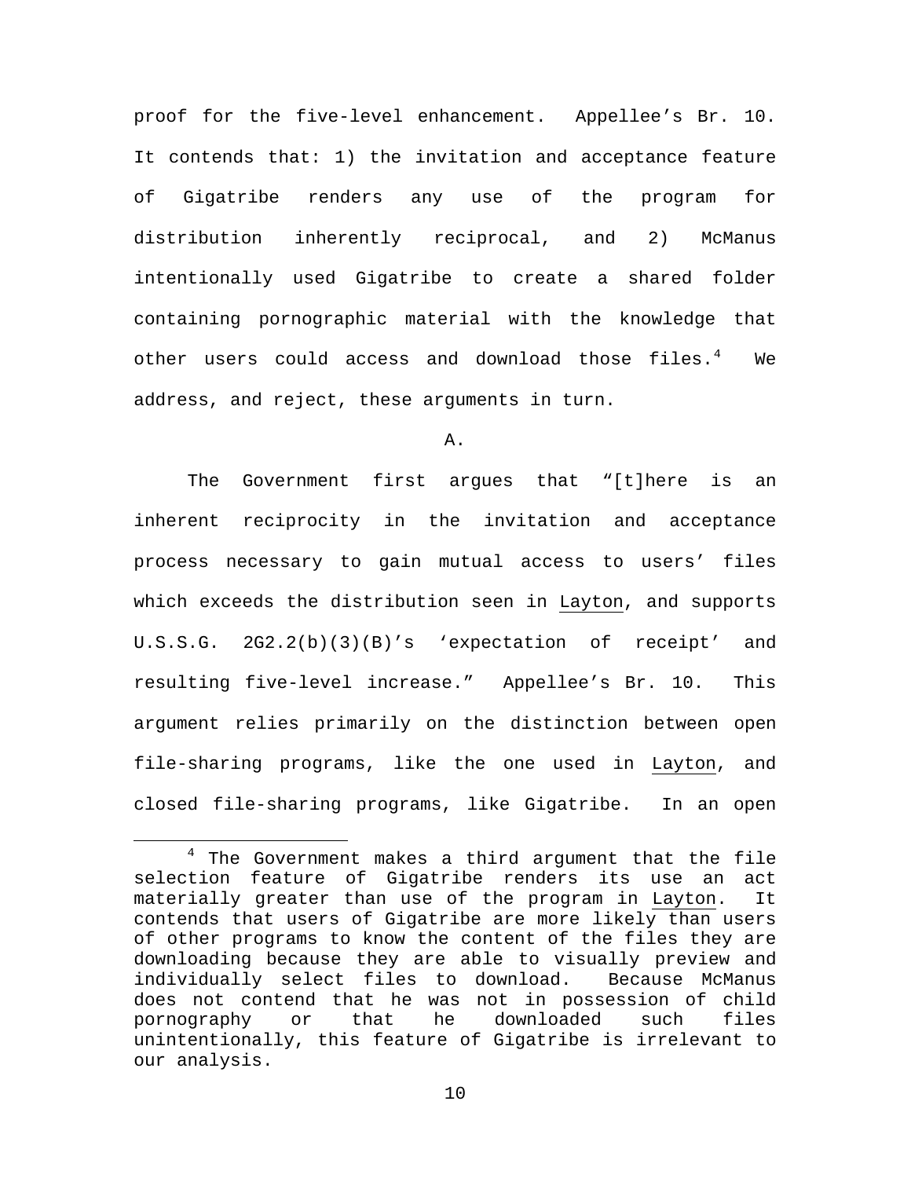proof for the five-level enhancement. Appellee's Br. 10. It contends that: 1) the invitation and acceptance feature of Gigatribe renders any use of the program for distribution inherently reciprocal, and 2) McManus intentionally used Gigatribe to create a shared folder containing pornographic material with the knowledge that other users could access and download those files.[4] We address, and reject, these arguments in turn.

A.

The Government first argues that "[t]here is an inherent reciprocity in the invitation and acceptance process necessary to gain mutual access to users' files which exceeds the distribution seen in Layton, and supports U.S.S.G. 2G2.2(b)(3)(B)'s 'expectation of receipt' and resulting five-level increase." Appellee's Br. 10. This argument relies primarily on the distinction between open file-sharing programs, like the one used in Layton, and closed file-sharing programs, like Gigatribe. In an open

---

[4] The Government makes a third argument that the file selection feature of Gigatribe renders its use an act materially greater than use of the program in Layton. It contends that users of Gigatribe are more likely than users of other programs to know the content of the files they are downloading because they are able to visually preview and individually select files to download. Because McManus does not contend that he was not in possession of child pornography or that he downloaded such files unintentionally, this feature of Gigatribe is irrelevant to our analysis.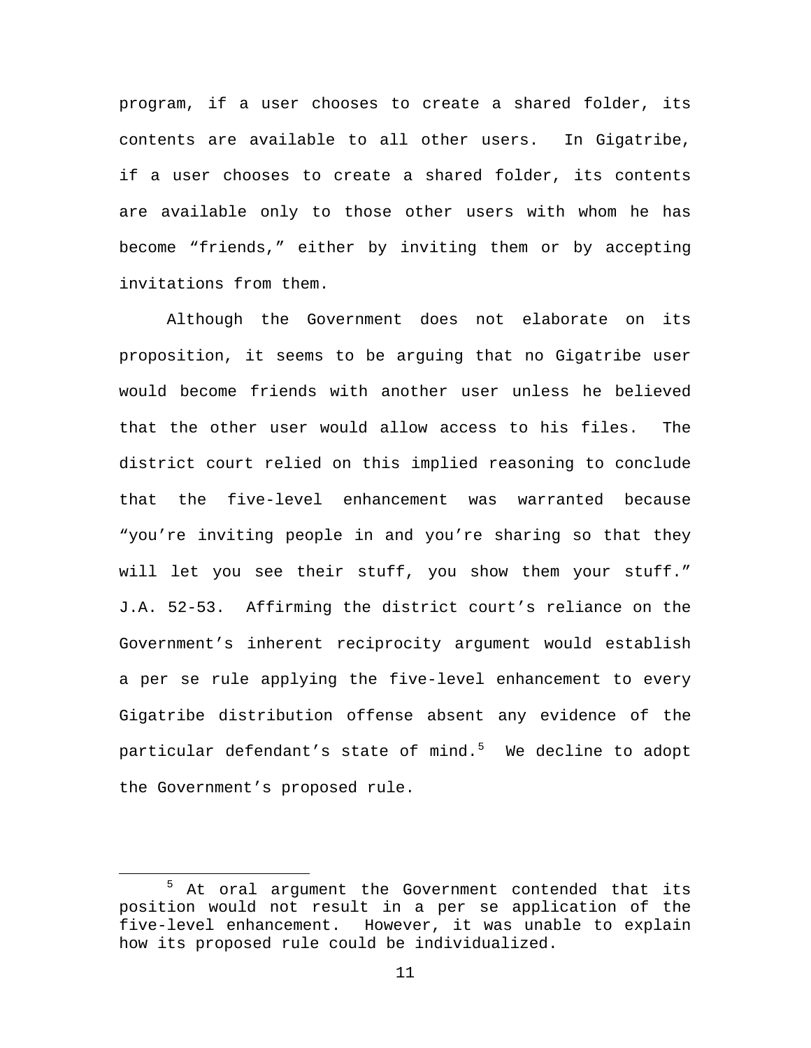program, if a user chooses to create a shared folder, its contents are available to all other users. In Gigatribe, if a user chooses to create a shared folder, its contents are available only to those other users with whom he has become "friends," either by inviting them or by accepting invitations from them.

Although the Government does not elaborate on its proposition, it seems to be arguing that no Gigatribe user would become friends with another user unless he believed that the other user would allow access to his files. The district court relied on this implied reasoning to conclude that the five-level enhancement was warranted because "you're inviting people in and you're sharing so that they will let you see their stuff, you show them your stuff." J.A. 52-53. Affirming the district court's reliance on the Government's inherent reciprocity argument would establish a per se rule applying the five-level enhancement to every Gigatribe distribution offense absent any evidence of the particular defendant's state of mind.[5] We decline to adopt the Government's proposed rule.

---

[5] At oral argument the Government contended that its position would not result in a per se application of the five-level enhancement. However, it was unable to explain how its proposed rule could be individualized.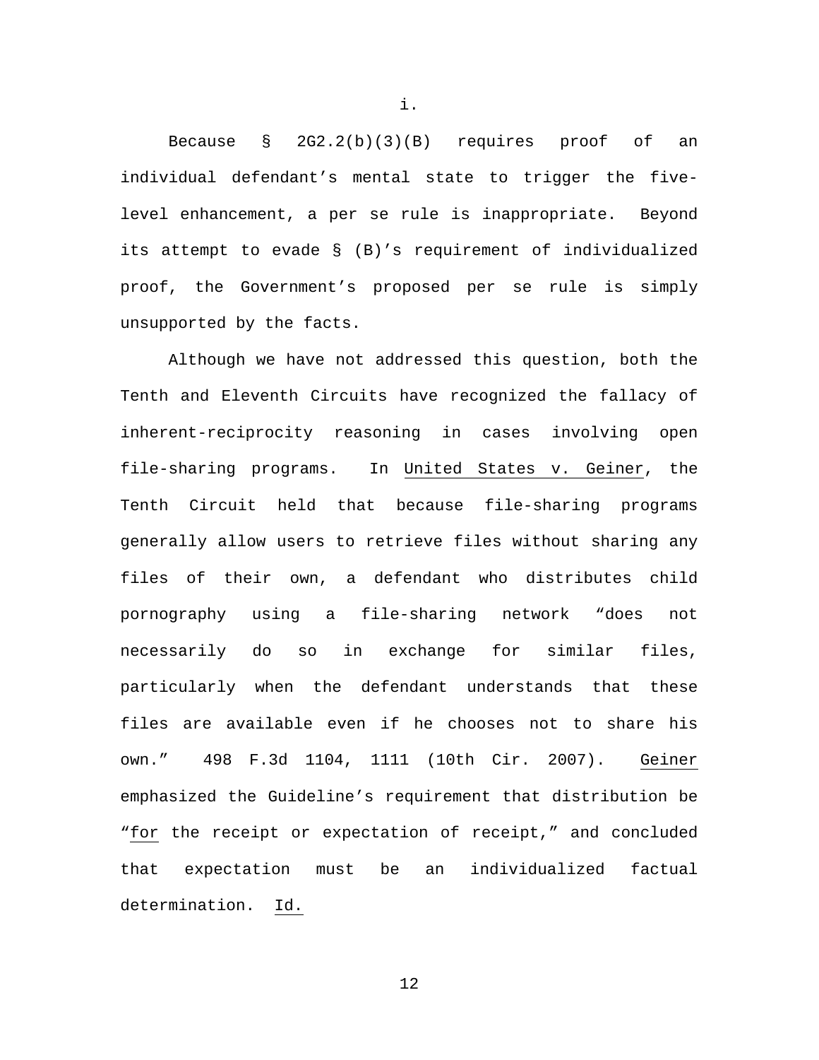i.

Because § 2G2.2(b)(3)(B) requires proof of an individual defendant's mental state to trigger the five-level enhancement, a per se rule is inappropriate. Beyond its attempt to evade § (B)'s requirement of individualized proof, the Government's proposed per se rule is simply unsupported by the facts.

Although we have not addressed this question, both the Tenth and Eleventh Circuits have recognized the fallacy of inherent-reciprocity reasoning in cases involving open file-sharing programs. In United States v. Geiner, the Tenth Circuit held that because file-sharing programs generally allow users to retrieve files without sharing any files of their own, a defendant who distributes child pornography using a file-sharing network "does not necessarily do so in exchange for similar files, particularly when the defendant understands that these files are available even if he chooses not to share his own." 498 F.3d 1104, 1111 (10th Cir. 2007). Geiner emphasized the Guideline's requirement that distribution be "for the receipt or expectation of receipt," and concluded that expectation must be an individualized factual determination. Id.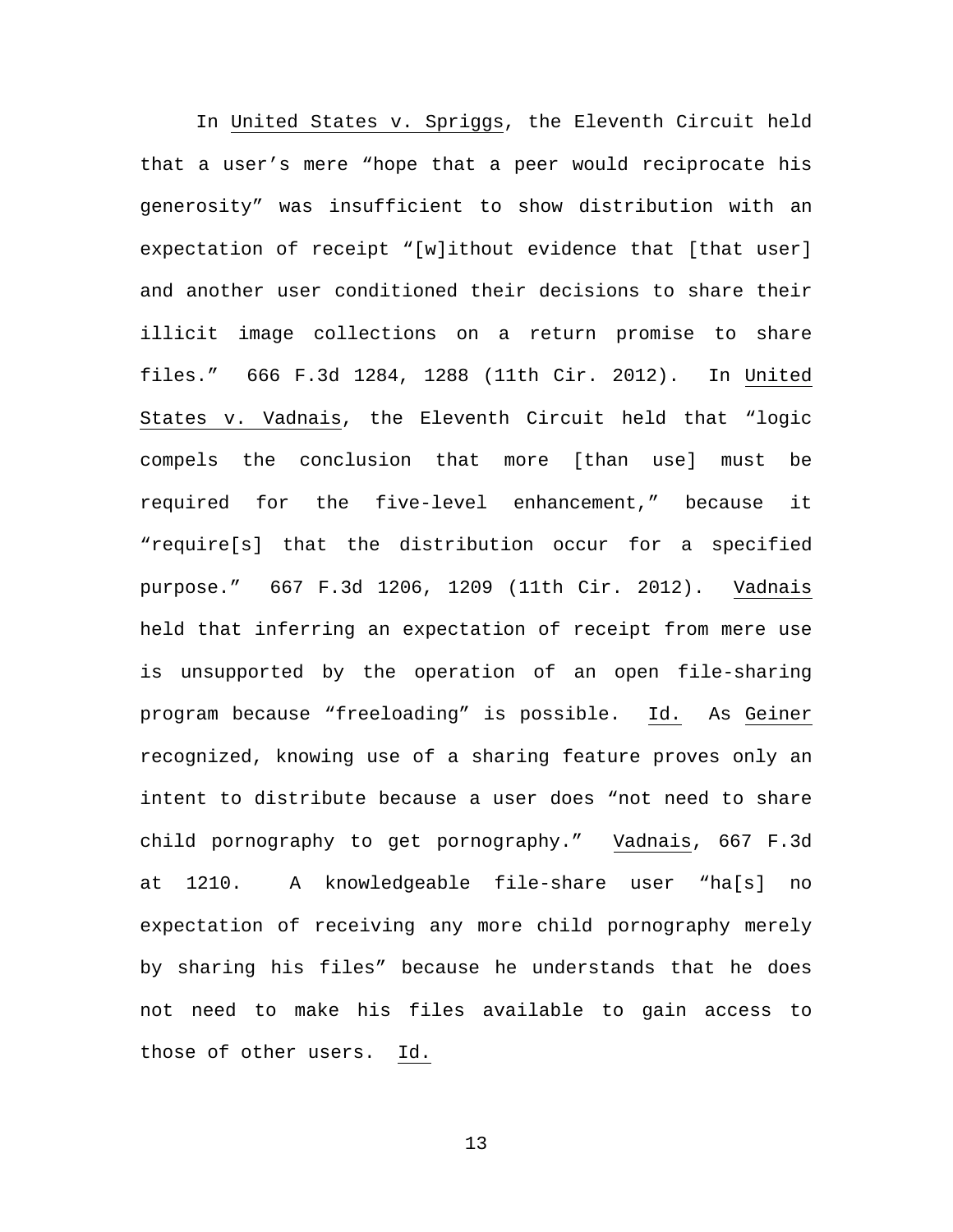In United States v. Spriggs, the Eleventh Circuit held that a user's mere "hope that a peer would reciprocate his generosity" was insufficient to show distribution with an expectation of receipt "[w]ithout evidence that [that user] and another user conditioned their decisions to share their illicit image collections on a return promise to share files." 666 F.3d 1284, 1288 (11th Cir. 2012). In United States v. Vadnais, the Eleventh Circuit held that "logic compels the conclusion that more [than use] must be required for the five-level enhancement," because it "require[s] that the distribution occur for a specified purpose." 667 F.3d 1206, 1209 (11th Cir. 2012). Vadnais held that inferring an expectation of receipt from mere use is unsupported by the operation of an open file-sharing program because "freeloading" is possible. Id. As Geiner recognized, knowing use of a sharing feature proves only an intent to distribute because a user does "not need to share child pornography to get pornography." Vadnais, 667 F.3d at 1210. A knowledgeable file-share user "ha[s] no expectation of receiving any more child pornography merely by sharing his files" because he understands that he does not need to make his files available to gain access to those of other users. Id.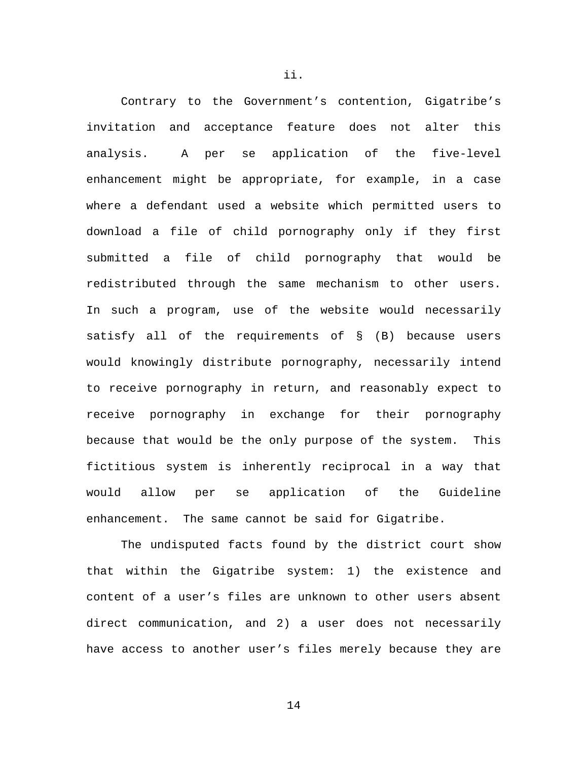ii.

Contrary to the Government's contention, Gigatribe's invitation and acceptance feature does not alter this analysis. A per se application of the five-level enhancement might be appropriate, for example, in a case where a defendant used a website which permitted users to download a file of child pornography only if they first submitted a file of child pornography that would be redistributed through the same mechanism to other users. In such a program, use of the website would necessarily satisfy all of the requirements of § (B) because users would knowingly distribute pornography, necessarily intend to receive pornography in return, and reasonably expect to receive pornography in exchange for their pornography because that would be the only purpose of the system. This fictitious system is inherently reciprocal in a way that would allow per se application of the Guideline enhancement. The same cannot be said for Gigatribe.

The undisputed facts found by the district court show that within the Gigatribe system: 1) the existence and content of a user's files are unknown to other users absent direct communication, and 2) a user does not necessarily have access to another user's files merely because they are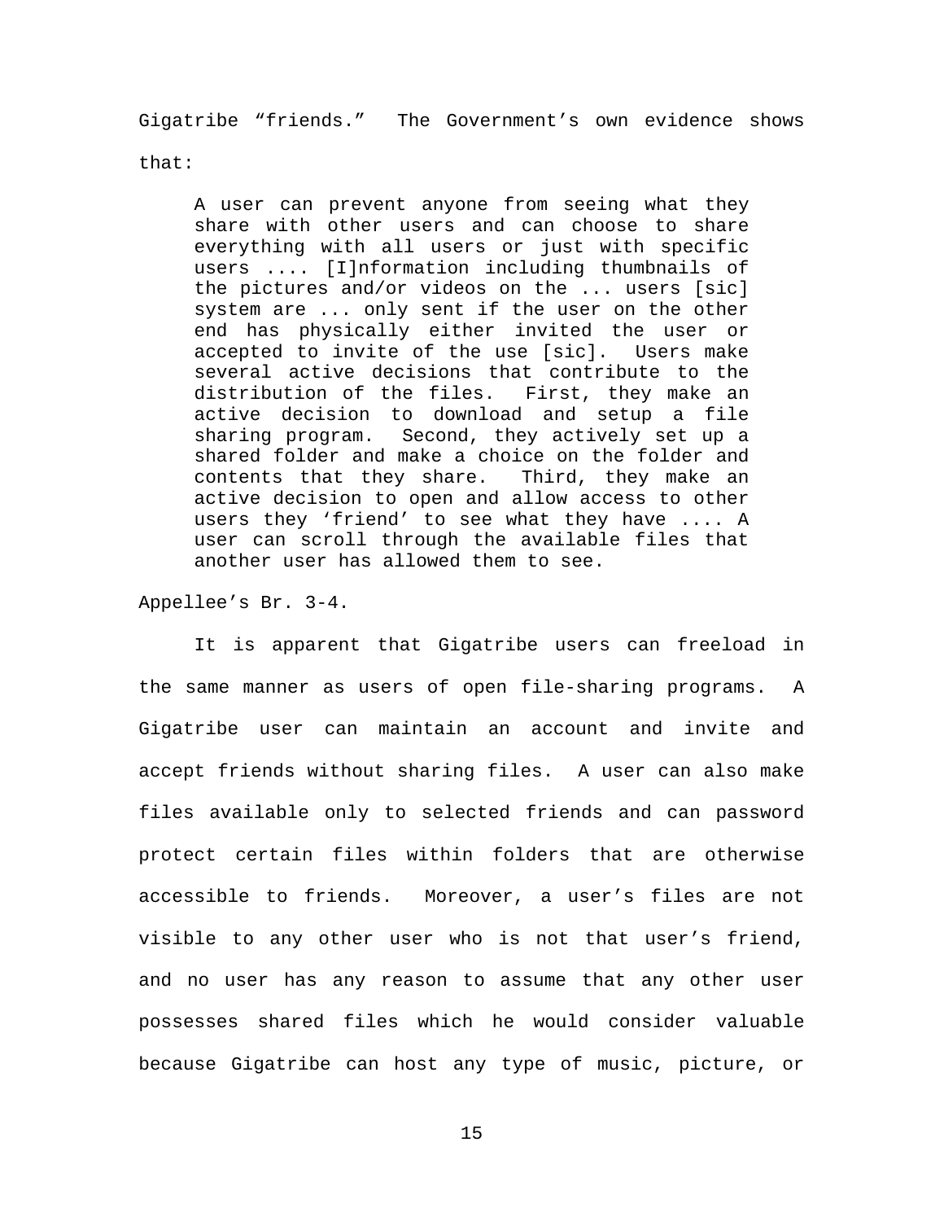Gigatribe "friends." The Government's own evidence shows that:

> A user can prevent anyone from seeing what they share with other users and can choose to share everything with all users or just with specific users .... [I]nformation including thumbnails of the pictures and/or videos on the ... users [sic] system are ... only sent if the user on the other end has physically either invited the user or accepted to invite of the use [sic]. Users make several active decisions that contribute to the distribution of the files. First, they make an active decision to download and setup a file sharing program. Second, they actively set up a shared folder and make a choice on the folder and contents that they share. Third, they make an active decision to open and allow access to other users they 'friend' to see what they have .... A user can scroll through the available files that another user has allowed them to see.

Appellee's Br. 3-4.

It is apparent that Gigatribe users can freeload in the same manner as users of open file-sharing programs. A Gigatribe user can maintain an account and invite and accept friends without sharing files. A user can also make files available only to selected friends and can password protect certain files within folders that are otherwise accessible to friends. Moreover, a user's files are not visible to any other user who is not that user's friend, and no user has any reason to assume that any other user possesses shared files which he would consider valuable because Gigatribe can host any type of music, picture, or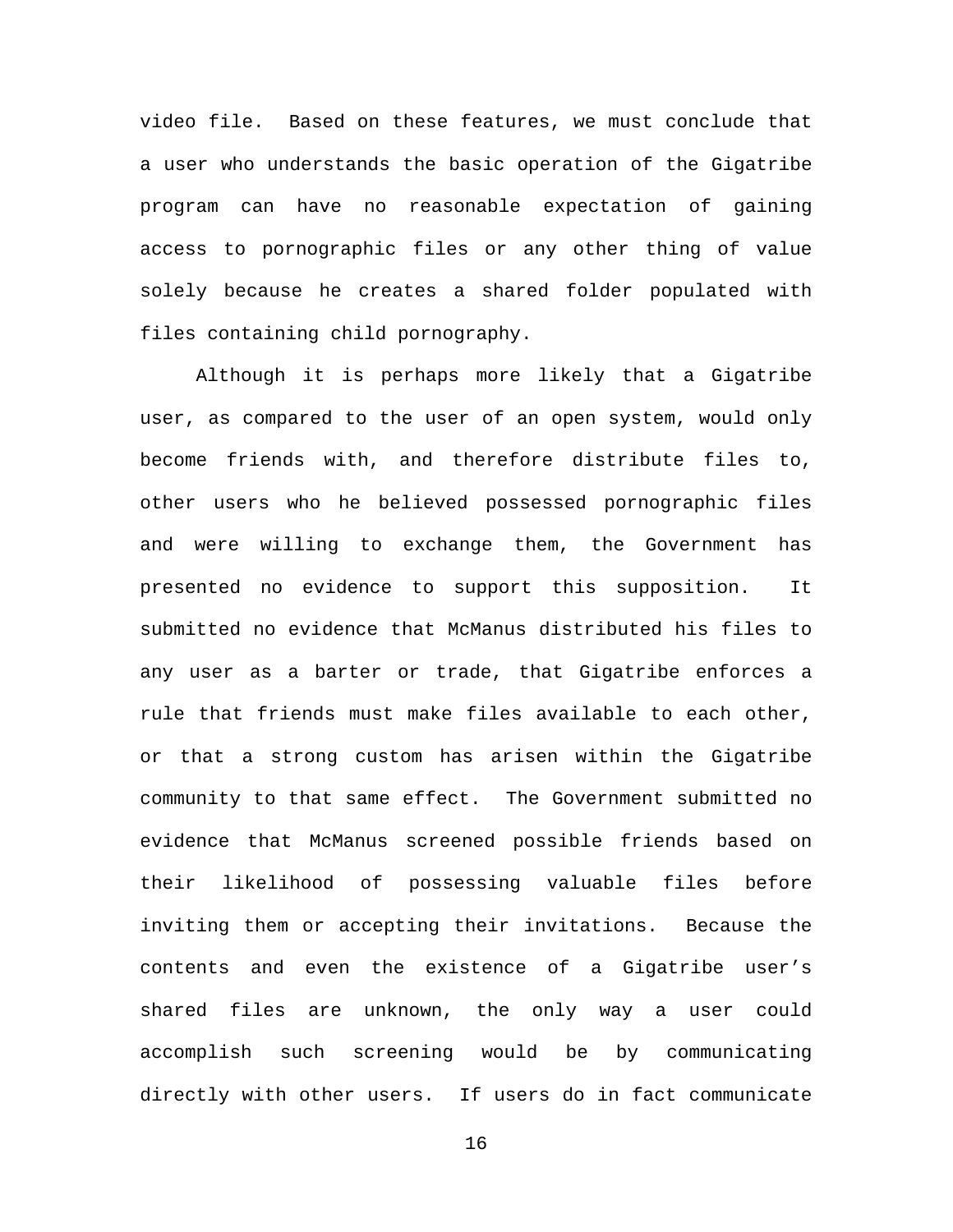video file. Based on these features, we must conclude that a user who understands the basic operation of the Gigatribe program can have no reasonable expectation of gaining access to pornographic files or any other thing of value solely because he creates a shared folder populated with files containing child pornography.

Although it is perhaps more likely that a Gigatribe user, as compared to the user of an open system, would only become friends with, and therefore distribute files to, other users who he believed possessed pornographic files and were willing to exchange them, the Government has presented no evidence to support this supposition. It submitted no evidence that McManus distributed his files to any user as a barter or trade, that Gigatribe enforces a rule that friends must make files available to each other, or that a strong custom has arisen within the Gigatribe community to that same effect. The Government submitted no evidence that McManus screened possible friends based on their likelihood of possessing valuable files before inviting them or accepting their invitations. Because the contents and even the existence of a Gigatribe user's shared files are unknown, the only way a user could accomplish such screening would be by communicating directly with other users. If users do in fact communicate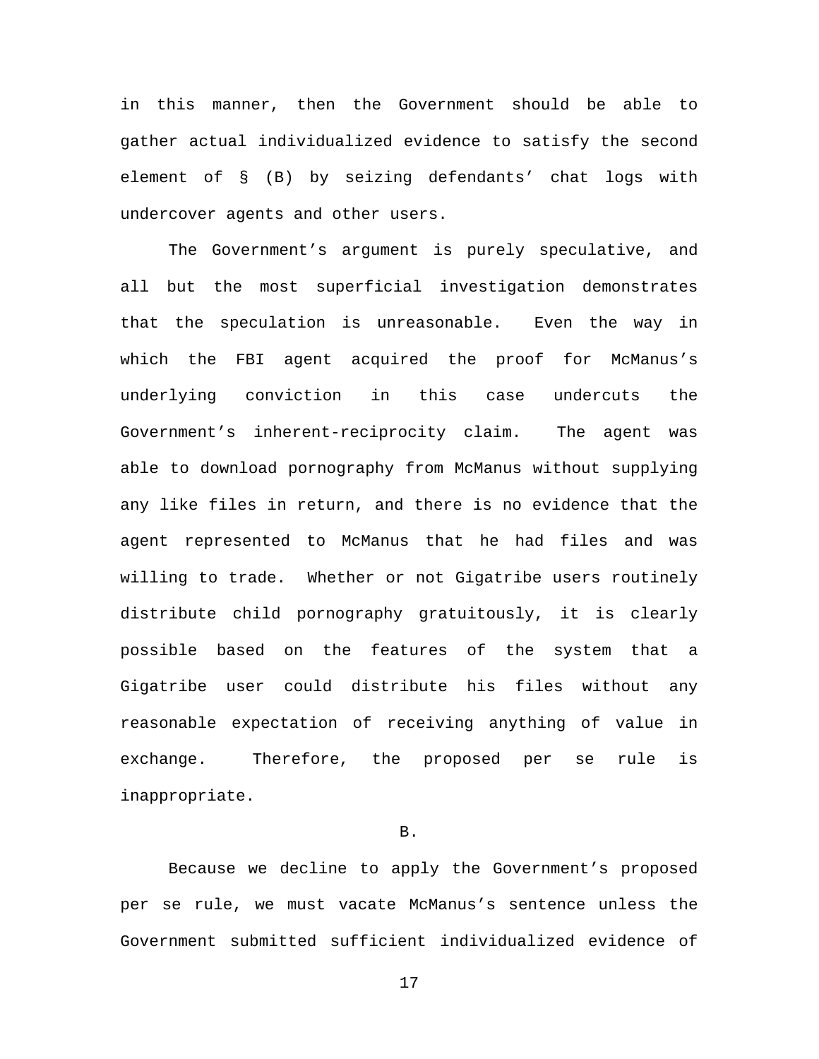in this manner, then the Government should be able to gather actual individualized evidence to satisfy the second element of § (B) by seizing defendants' chat logs with undercover agents and other users.

The Government's argument is purely speculative, and all but the most superficial investigation demonstrates that the speculation is unreasonable. Even the way in which the FBI agent acquired the proof for McManus's underlying conviction in this case undercuts the Government's inherent-reciprocity claim. The agent was able to download pornography from McManus without supplying any like files in return, and there is no evidence that the agent represented to McManus that he had files and was willing to trade. Whether or not Gigatribe users routinely distribute child pornography gratuitously, it is clearly possible based on the features of the system that a Gigatribe user could distribute his files without any reasonable expectation of receiving anything of value in exchange. Therefore, the proposed per se rule is inappropriate.

B.

Because we decline to apply the Government's proposed per se rule, we must vacate McManus's sentence unless the Government submitted sufficient individualized evidence of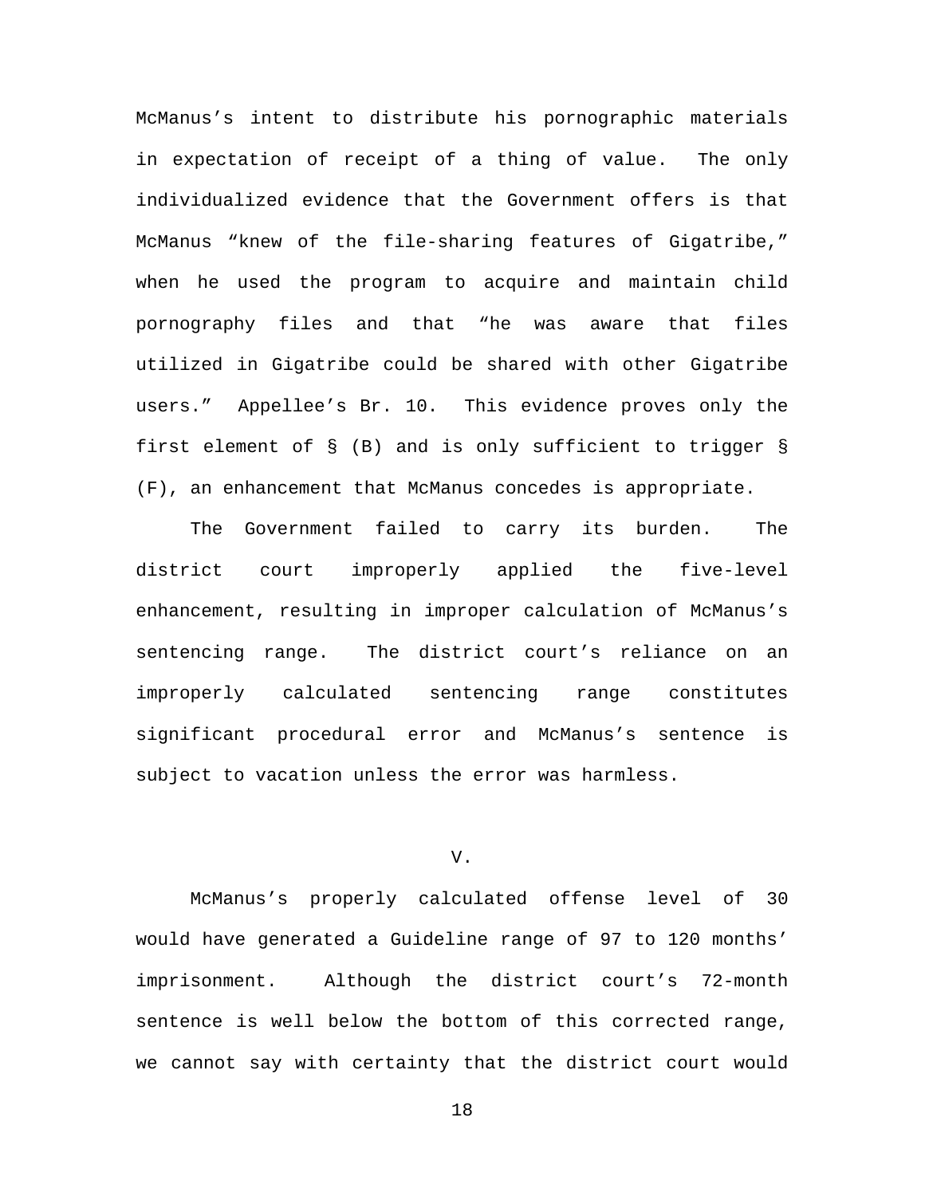McManus's intent to distribute his pornographic materials in expectation of receipt of a thing of value. The only individualized evidence that the Government offers is that McManus "knew of the file-sharing features of Gigatribe," when he used the program to acquire and maintain child pornography files and that "he was aware that files utilized in Gigatribe could be shared with other Gigatribe users." Appellee's Br. 10. This evidence proves only the first element of § (B) and is only sufficient to trigger § (F), an enhancement that McManus concedes is appropriate.

The Government failed to carry its burden. The district court improperly applied the five-level enhancement, resulting in improper calculation of McManus's sentencing range. The district court's reliance on an improperly calculated sentencing range constitutes significant procedural error and McManus's sentence is subject to vacation unless the error was harmless.

## V.

McManus's properly calculated offense level of 30 would have generated a Guideline range of 97 to 120 months' imprisonment. Although the district court's 72-month sentence is well below the bottom of this corrected range, we cannot say with certainty that the district court would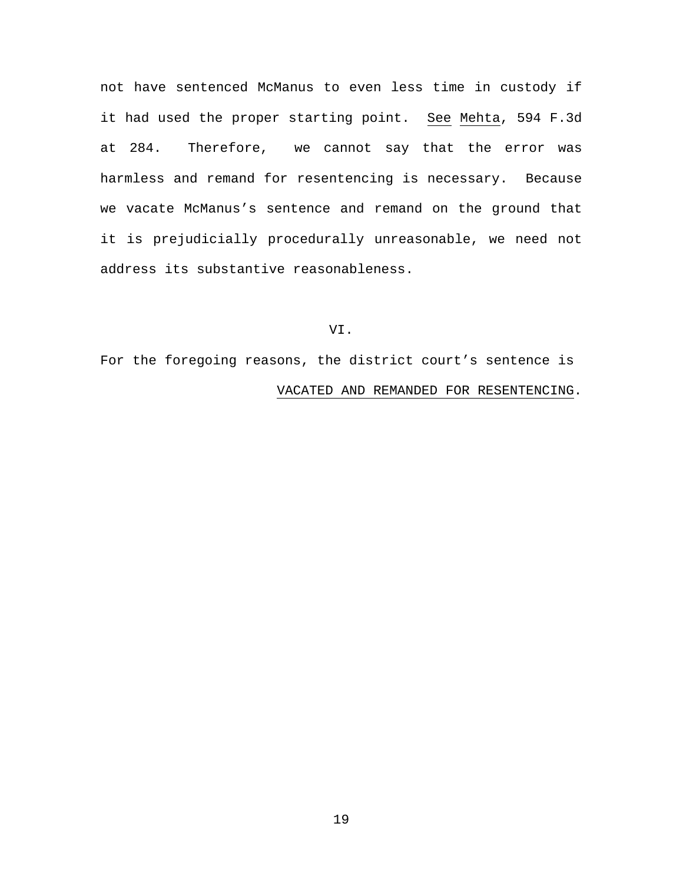not have sentenced McManus to even less time in custody if it had used the proper starting point. See Mehta, 594 F.3d at 284. Therefore, we cannot say that the error was harmless and remand for resentencing is necessary. Because we vacate McManus's sentence and remand on the ground that it is prejudicially procedurally unreasonable, we need not address its substantive reasonableness.

## VI.

For the foregoing reasons, the district court's sentence is

VACATED AND REMANDED FOR RESENTENCING.